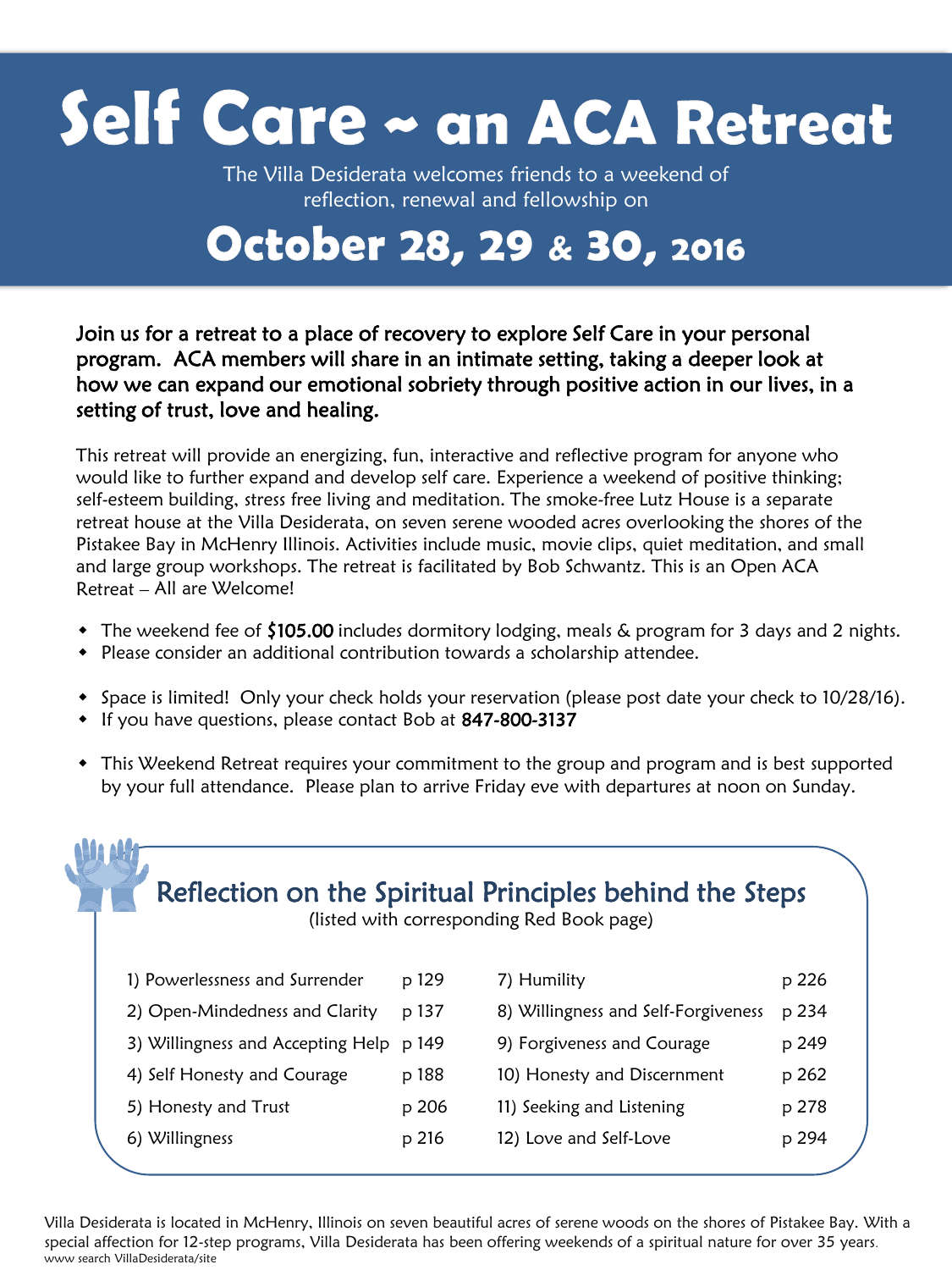# Self Care ~ an ACA Retreat

The Villa Desiderata welcomes friends to a weekend of reflection, renewal and fellowship on

## October 28, 29 & 30, 2016

**Join us for a retreat to a place of recovery to explore Self Care in your personal program. ACA members will share in an intimate setting, taking a deeper look at how we can expand our emotional sobriety through positive action in our lives, in a setting of trust, love and healing.**

This retreat will provide an energizing, fun, interactive and reflective program for anyone who would like to further expand and develop self care. Experience a weekend of positive thinking; self-esteem building, stress free living and meditation. The smoke-free Lutz House is a separate retreat house at the Villa Desiderata, on seven serene wooded acres overlooking the shores of the Pistakee Bay in McHenry Illinois. Activities include music, movie clips, quiet meditation, and small and large group workshops. The retreat is facilitated by Bob Schwantz. This is an Open ACA Retreat – All are Welcome!

- The weekend fee of **$105.00** includes dormitory lodging, meals & program for 3 days and 2 nights.
- Please consider an additional contribution towards a scholarship attendee.

- Space is limited! Only your check holds your reservation (please post date your check to 10/28/16).
- If you have questions, please contact Bob at **847-800-3137**

- This Weekend Retreat requires your commitment to the group and program and is best supported by your full attendance. Please plan to arrive Friday eve with departures at noon on Sunday.

### Reflection on the Spiritual Principles behind the Steps

(listed with corresponding Red Book page)

| | | | |
|---|---|---|---|
| 1) Powerlessness and Surrender | p 129 | 7) Humility | p 226 |
| 2) Open-Mindedness and Clarity | p 137 | 8) Willingness and Self-Forgiveness | p 234 |
| 3) Willingness and Accepting Help | p 149 | 9) Forgiveness and Courage | p 249 |
| 4) Self Honesty and Courage | p 188 | 10) Honesty and Discernment | p 262 |
| 5) Honesty and Trust | p 206 | 11) Seeking and Listening | p 278 |
| 6) Willingness | p 216 | 12) Love and Self-Love | p 294 |

Villa Desiderata is located in McHenry, Illinois on seven beautiful acres of serene woods on the shores of Pistakee Bay. With a special affection for 12-step programs, Villa Desiderata has been offering weekends of a spiritual nature for over 35 years.
www search VillaDesiderata/site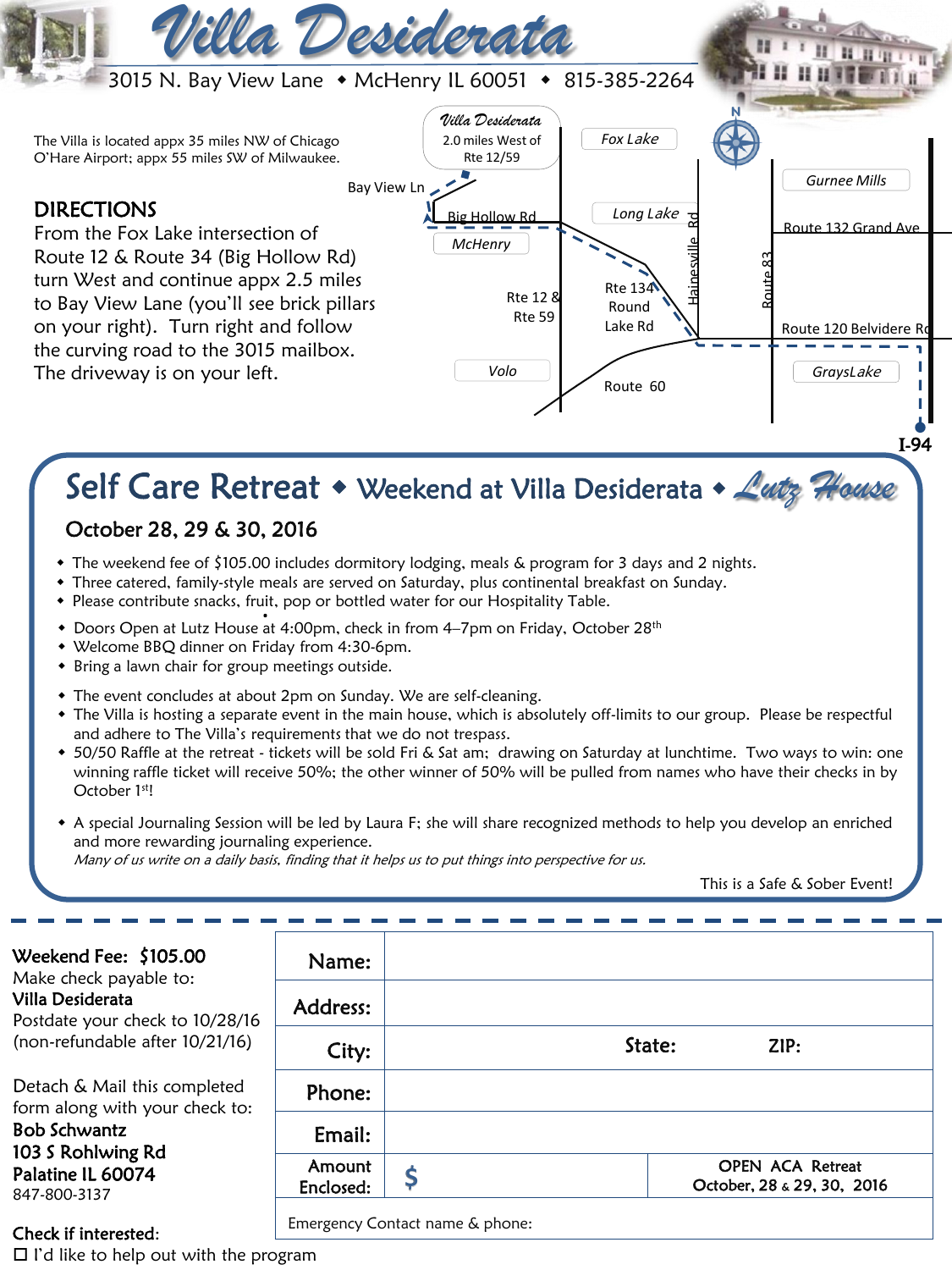# Villa Desiderata

3015 N. Bay View Lane ◆ McHenry IL 60051 ◆ 815-385-2264

The Villa is located appx 35 miles NW of Chicago O'Hare Airport; appx 55 miles SW of Milwaukee.

## DIRECTIONS

From the Fox Lake intersection of Route 12 & Route 34 (Big Hollow Rd) turn West and continue appx 2.5 miles to Bay View Lane (you'll see brick pillars on your right). Turn right and follow the curving road to the 3015 mailbox. The driveway is on your left.

Villa Desiderata
2.0 miles West of Rte 12/59

Bay View Ln
Big Hollow Rd
McHenry
Fox Lake
Long Lake
Hainesville Rd
Gurnee Mills
Route 83
Route 132 Grand Ave
Rte 12 & Rte 59
Rte 134 Round Lake Rd
Route 120 Belvidere Rd
Volo
Route 60
GraysLake
I-94

## Self Care Retreat ◆ Weekend at Villa Desiderata ◆ Lutz House

### October 28, 29 & 30, 2016

- The weekend fee of $105.00 includes dormitory lodging, meals & program for 3 days and 2 nights.
- Three catered, family-style meals are served on Saturday, plus continental breakfast on Sunday.
- Please contribute snacks, fruit, pop or bottled water for our Hospitality Table.
- Doors Open at Lutz House at 4:00pm, check in from 4–7pm on Friday, October 28th
- Welcome BBQ dinner on Friday from 4:30-6pm.
- Bring a lawn chair for group meetings outside.
- The event concludes at about 2pm on Sunday. We are self-cleaning.
- The Villa is hosting a separate event in the main house, which is absolutely off-limits to our group. Please be respectful and adhere to The Villa's requirements that we do not trespass.
- 50/50 Raffle at the retreat - tickets will be sold Fri & Sat am; drawing on Saturday at lunchtime. Two ways to win: one winning raffle ticket will receive 50%; the other winner of 50% will be pulled from names who have their checks in by October 1st!
- A special Journaling Session will be led by Laura F; she will share recognized methods to help you develop an enriched and more rewarding journaling experience.
  *Many of us write on a daily basis, finding that it helps us to put things into perspective for us.*

This is a Safe & Sober Event!

---

**Weekend Fee: $105.00**
Make check payable to:
**Villa Desiderata**
Postdate your check to 10/28/16
(non-refundable after 10/21/16)

Detach & Mail this completed form along with your check to:
**Bob Schwantz**
**103 S Rohlwing Rd**
**Palatine IL 60074**
847-800-3137

**Check if interested:**
☐ I'd like to help out with the program

| | | |
|---|---|---|
| Name: | | |
| Address: | | |
| City: | State: | ZIP: |
| Phone: | | |
| Email: | | |
| Amount Enclosed: | $ | OPEN ACA Retreat October, 28 & 29, 30, 2016 |
| Emergency Contact name & phone: | | |